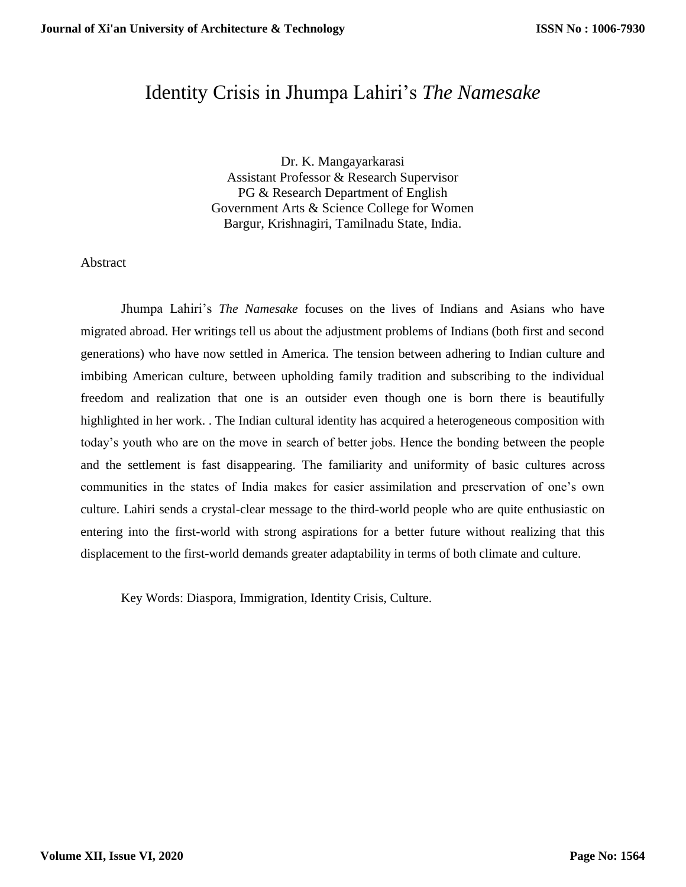# Identity Crisis in Jhumpa Lahiri's *The Namesake*

Dr. K. Mangayarkarasi
Assistant Professor & Research Supervisor
PG & Research Department of English
Government Arts & Science College for Women
Bargur, Krishnagiri, Tamilnadu State, India.

Abstract

Jhumpa Lahiri's *The Namesake* focuses on the lives of Indians and Asians who have migrated abroad. Her writings tell us about the adjustment problems of Indians (both first and second generations) who have now settled in America. The tension between adhering to Indian culture and imbibing American culture, between upholding family tradition and subscribing to the individual freedom and realization that one is an outsider even though one is born there is beautifully highlighted in her work. . The Indian cultural identity has acquired a heterogeneous composition with today's youth who are on the move in search of better jobs. Hence the bonding between the people and the settlement is fast disappearing. The familiarity and uniformity of basic cultures across communities in the states of India makes for easier assimilation and preservation of one's own culture. Lahiri sends a crystal-clear message to the third-world people who are quite enthusiastic on entering into the first-world with strong aspirations for a better future without realizing that this displacement to the first-world demands greater adaptability in terms of both climate and culture.

Key Words: Diaspora, Immigration, Identity Crisis, Culture.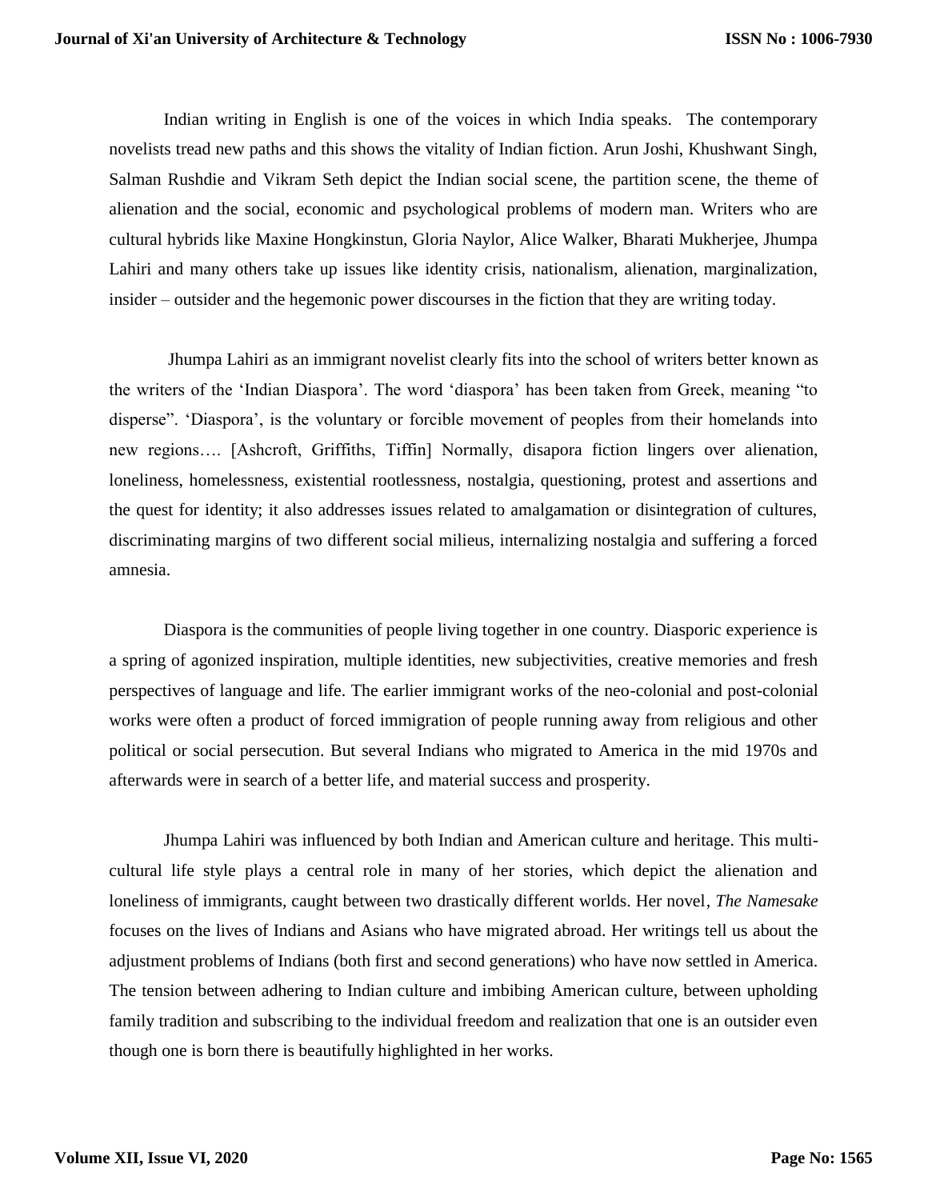Indian writing in English is one of the voices in which India speaks. The contemporary novelists tread new paths and this shows the vitality of Indian fiction. Arun Joshi, Khushwant Singh, Salman Rushdie and Vikram Seth depict the Indian social scene, the partition scene, the theme of alienation and the social, economic and psychological problems of modern man. Writers who are cultural hybrids like Maxine Hongkinstun, Gloria Naylor, Alice Walker, Bharati Mukherjee, Jhumpa Lahiri and many others take up issues like identity crisis, nationalism, alienation, marginalization, insider – outsider and the hegemonic power discourses in the fiction that they are writing today.

Jhumpa Lahiri as an immigrant novelist clearly fits into the school of writers better known as the writers of the 'Indian Diaspora'. The word 'diaspora' has been taken from Greek, meaning "to disperse". 'Diaspora', is the voluntary or forcible movement of peoples from their homelands into new regions…. [Ashcroft, Griffiths, Tiffin] Normally, disapora fiction lingers over alienation, loneliness, homelessness, existential rootlessness, nostalgia, questioning, protest and assertions and the quest for identity; it also addresses issues related to amalgamation or disintegration of cultures, discriminating margins of two different social milieus, internalizing nostalgia and suffering a forced amnesia.

Diaspora is the communities of people living together in one country. Diasporic experience is a spring of agonized inspiration, multiple identities, new subjectivities, creative memories and fresh perspectives of language and life. The earlier immigrant works of the neo-colonial and post-colonial works were often a product of forced immigration of people running away from religious and other political or social persecution. But several Indians who migrated to America in the mid 1970s and afterwards were in search of a better life, and material success and prosperity.

Jhumpa Lahiri was influenced by both Indian and American culture and heritage. This multi-cultural life style plays a central role in many of her stories, which depict the alienation and loneliness of immigrants, caught between two drastically different worlds. Her novel, *The Namesake* focuses on the lives of Indians and Asians who have migrated abroad. Her writings tell us about the adjustment problems of Indians (both first and second generations) who have now settled in America. The tension between adhering to Indian culture and imbibing American culture, between upholding family tradition and subscribing to the individual freedom and realization that one is an outsider even though one is born there is beautifully highlighted in her works.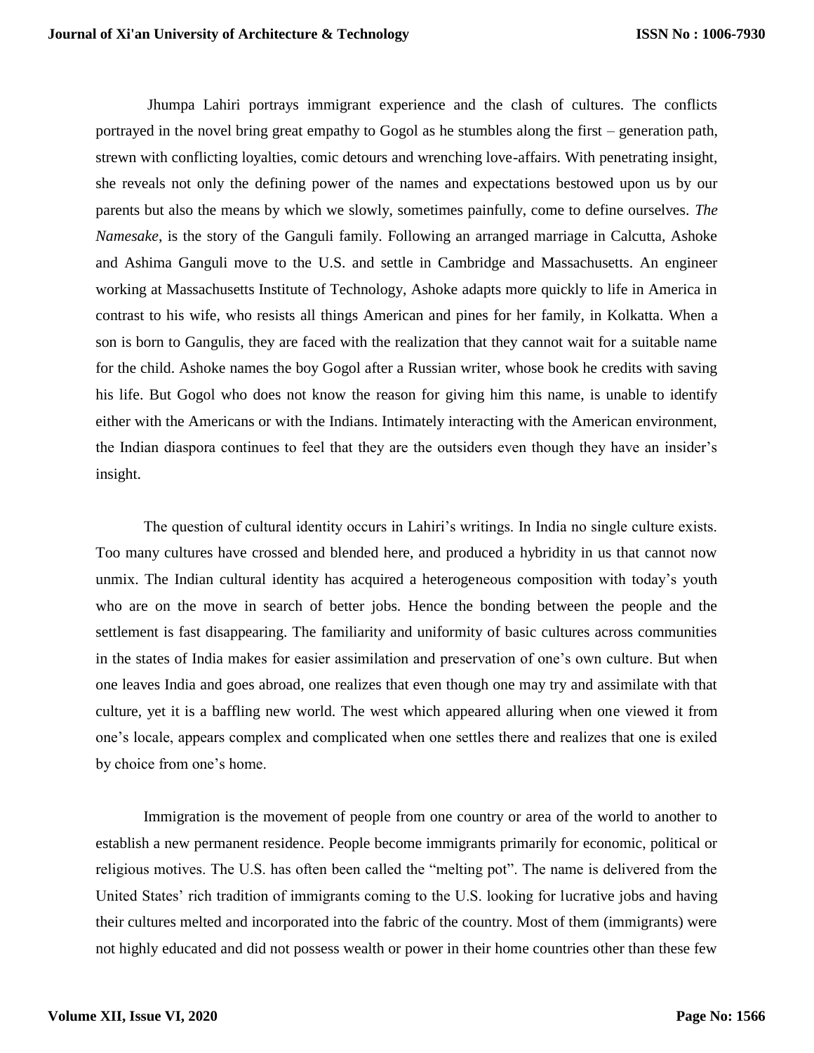Jhumpa Lahiri portrays immigrant experience and the clash of cultures. The conflicts portrayed in the novel bring great empathy to Gogol as he stumbles along the first – generation path, strewn with conflicting loyalties, comic detours and wrenching love-affairs. With penetrating insight, she reveals not only the defining power of the names and expectations bestowed upon us by our parents but also the means by which we slowly, sometimes painfully, come to define ourselves. *The Namesake*, is the story of the Ganguli family. Following an arranged marriage in Calcutta, Ashoke and Ashima Ganguli move to the U.S. and settle in Cambridge and Massachusetts. An engineer working at Massachusetts Institute of Technology, Ashoke adapts more quickly to life in America in contrast to his wife, who resists all things American and pines for her family, in Kolkatta. When a son is born to Gangulis, they are faced with the realization that they cannot wait for a suitable name for the child. Ashoke names the boy Gogol after a Russian writer, whose book he credits with saving his life. But Gogol who does not know the reason for giving him this name, is unable to identify either with the Americans or with the Indians. Intimately interacting with the American environment, the Indian diaspora continues to feel that they are the outsiders even though they have an insider's insight.

The question of cultural identity occurs in Lahiri's writings. In India no single culture exists. Too many cultures have crossed and blended here, and produced a hybridity in us that cannot now unmix. The Indian cultural identity has acquired a heterogeneous composition with today's youth who are on the move in search of better jobs. Hence the bonding between the people and the settlement is fast disappearing. The familiarity and uniformity of basic cultures across communities in the states of India makes for easier assimilation and preservation of one's own culture. But when one leaves India and goes abroad, one realizes that even though one may try and assimilate with that culture, yet it is a baffling new world. The west which appeared alluring when one viewed it from one's locale, appears complex and complicated when one settles there and realizes that one is exiled by choice from one's home.

Immigration is the movement of people from one country or area of the world to another to establish a new permanent residence. People become immigrants primarily for economic, political or religious motives. The U.S. has often been called the "melting pot". The name is delivered from the United States' rich tradition of immigrants coming to the U.S. looking for lucrative jobs and having their cultures melted and incorporated into the fabric of the country. Most of them (immigrants) were not highly educated and did not possess wealth or power in their home countries other than these few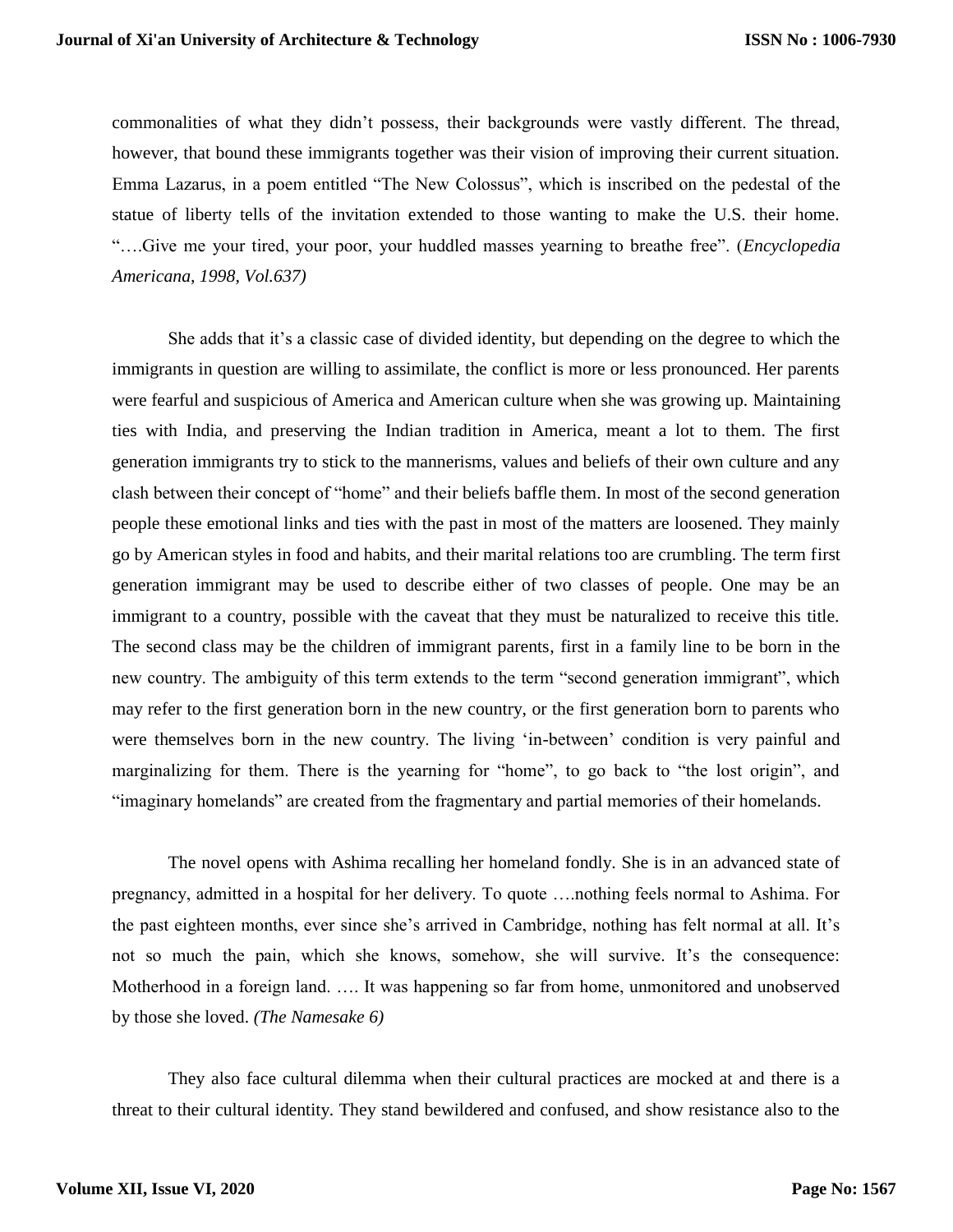commonalities of what they didn't possess, their backgrounds were vastly different. The thread, however, that bound these immigrants together was their vision of improving their current situation. Emma Lazarus, in a poem entitled "The New Colossus", which is inscribed on the pedestal of the statue of liberty tells of the invitation extended to those wanting to make the U.S. their home. "….Give me your tired, your poor, your huddled masses yearning to breathe free". (*Encyclopedia Americana, 1998, Vol.637)*

She adds that it's a classic case of divided identity, but depending on the degree to which the immigrants in question are willing to assimilate, the conflict is more or less pronounced. Her parents were fearful and suspicious of America and American culture when she was growing up. Maintaining ties with India, and preserving the Indian tradition in America, meant a lot to them. The first generation immigrants try to stick to the mannerisms, values and beliefs of their own culture and any clash between their concept of "home" and their beliefs baffle them. In most of the second generation people these emotional links and ties with the past in most of the matters are loosened. They mainly go by American styles in food and habits, and their marital relations too are crumbling. The term first generation immigrant may be used to describe either of two classes of people. One may be an immigrant to a country, possible with the caveat that they must be naturalized to receive this title. The second class may be the children of immigrant parents, first in a family line to be born in the new country. The ambiguity of this term extends to the term "second generation immigrant", which may refer to the first generation born in the new country, or the first generation born to parents who were themselves born in the new country. The living 'in-between' condition is very painful and marginalizing for them. There is the yearning for "home", to go back to "the lost origin", and "imaginary homelands" are created from the fragmentary and partial memories of their homelands.

The novel opens with Ashima recalling her homeland fondly. She is in an advanced state of pregnancy, admitted in a hospital for her delivery. To quote ….nothing feels normal to Ashima. For the past eighteen months, ever since she's arrived in Cambridge, nothing has felt normal at all. It's not so much the pain, which she knows, somehow, she will survive. It's the consequence: Motherhood in a foreign land. …. It was happening so far from home, unmonitored and unobserved by those she loved. *(The Namesake 6)*

They also face cultural dilemma when their cultural practices are mocked at and there is a threat to their cultural identity. They stand bewildered and confused, and show resistance also to the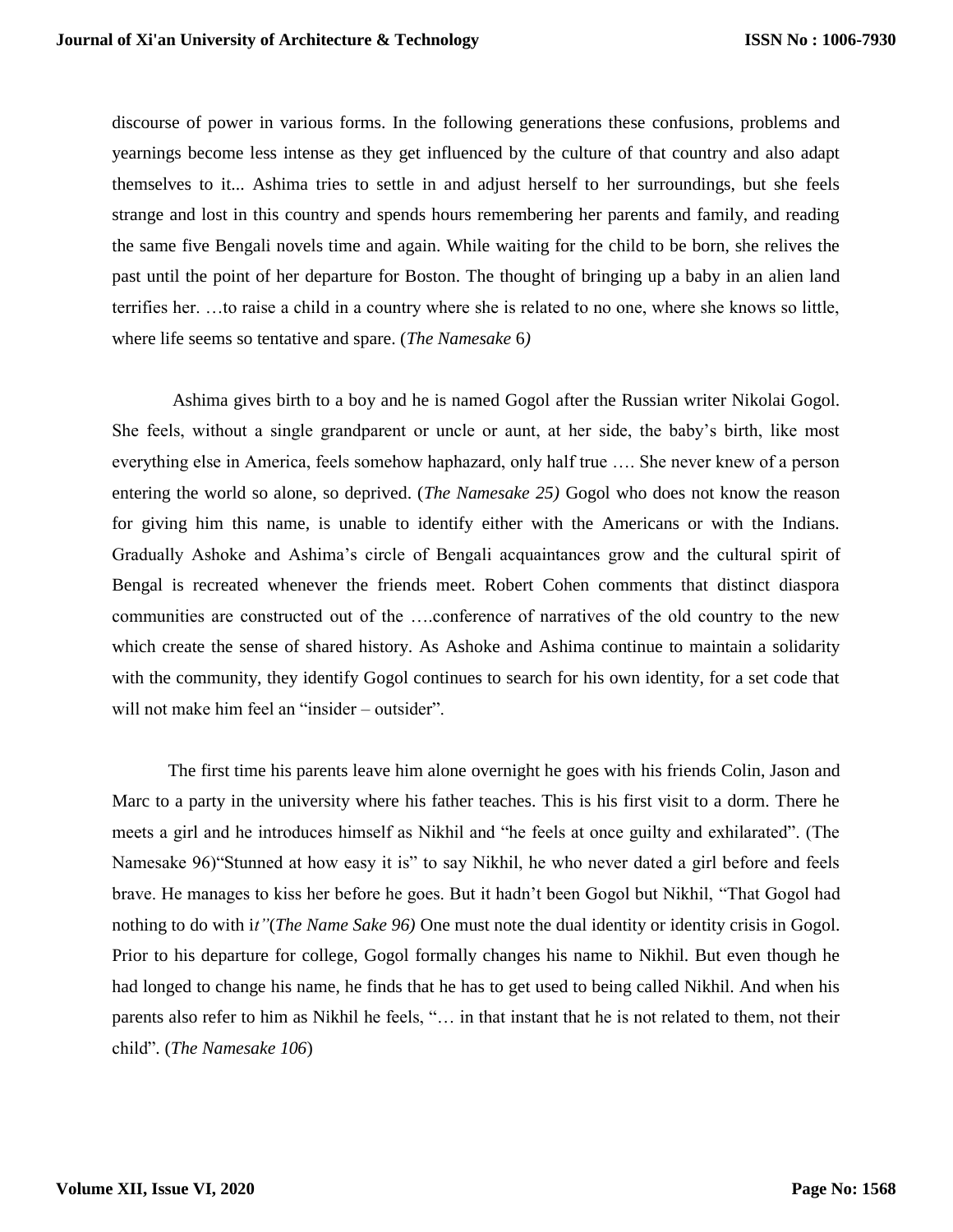discourse of power in various forms. In the following generations these confusions, problems and yearnings become less intense as they get influenced by the culture of that country and also adapt themselves to it... Ashima tries to settle in and adjust herself to her surroundings, but she feels strange and lost in this country and spends hours remembering her parents and family, and reading the same five Bengali novels time and again. While waiting for the child to be born, she relives the past until the point of her departure for Boston. The thought of bringing up a baby in an alien land terrifies her. …to raise a child in a country where she is related to no one, where she knows so little, where life seems so tentative and spare. (*The Namesake* 6*)*

Ashima gives birth to a boy and he is named Gogol after the Russian writer Nikolai Gogol. She feels, without a single grandparent or uncle or aunt, at her side, the baby's birth, like most everything else in America, feels somehow haphazard, only half true …. She never knew of a person entering the world so alone, so deprived. (*The Namesake 25)* Gogol who does not know the reason for giving him this name, is unable to identify either with the Americans or with the Indians. Gradually Ashoke and Ashima's circle of Bengali acquaintances grow and the cultural spirit of Bengal is recreated whenever the friends meet. Robert Cohen comments that distinct diaspora communities are constructed out of the ….conference of narratives of the old country to the new which create the sense of shared history. As Ashoke and Ashima continue to maintain a solidarity with the community, they identify Gogol continues to search for his own identity, for a set code that will not make him feel an "insider – outsider".

The first time his parents leave him alone overnight he goes with his friends Colin, Jason and Marc to a party in the university where his father teaches. This is his first visit to a dorm. There he meets a girl and he introduces himself as Nikhil and "he feels at once guilty and exhilarated". (The Namesake 96)"Stunned at how easy it is" to say Nikhil, he who never dated a girl before and feels brave. He manages to kiss her before he goes. But it hadn't been Gogol but Nikhil, "That Gogol had nothing to do with i*t"*(*The Name Sake 96)* One must note the dual identity or identity crisis in Gogol. Prior to his departure for college, Gogol formally changes his name to Nikhil. But even though he had longed to change his name, he finds that he has to get used to being called Nikhil. And when his parents also refer to him as Nikhil he feels, "… in that instant that he is not related to them, not their child". (*The Namesake 106*)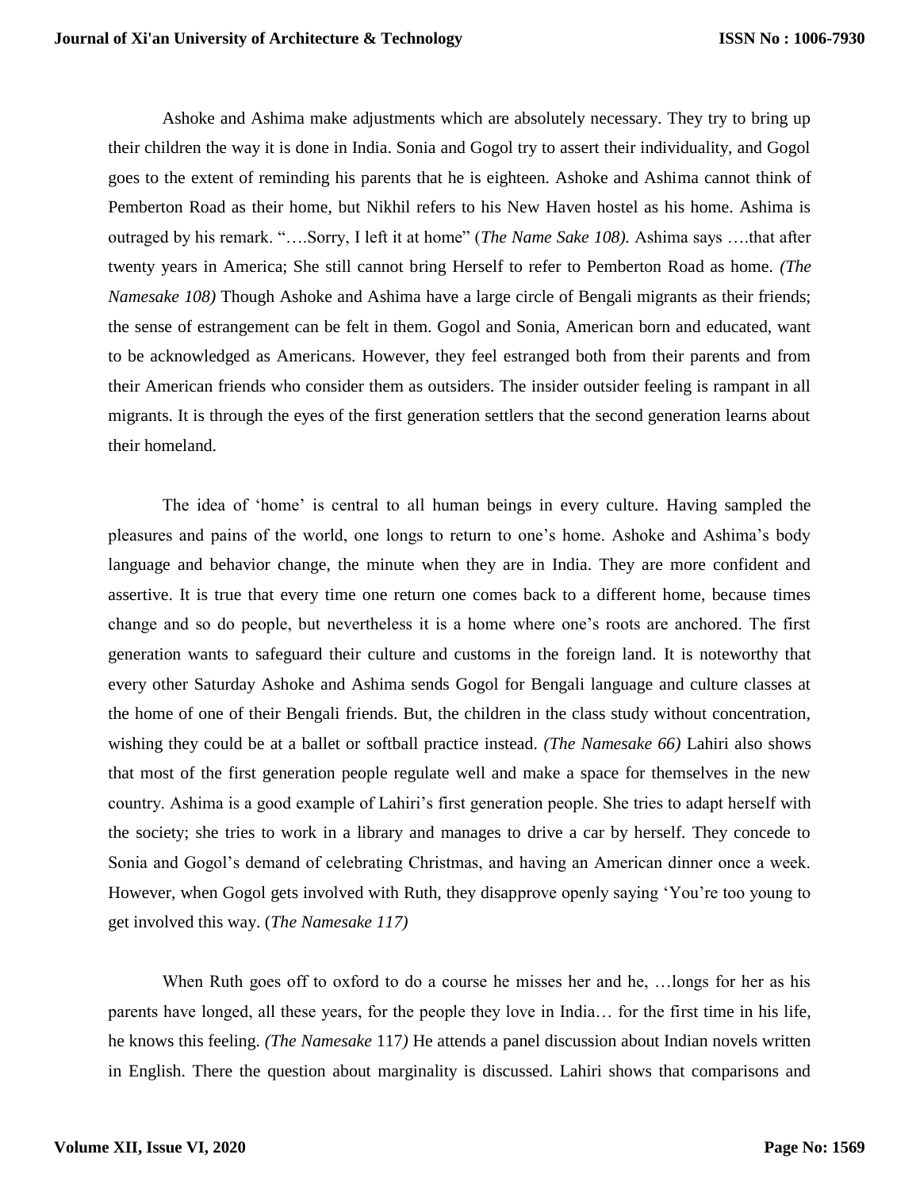Ashoke and Ashima make adjustments which are absolutely necessary. They try to bring up their children the way it is done in India. Sonia and Gogol try to assert their individuality, and Gogol goes to the extent of reminding his parents that he is eighteen. Ashoke and Ashima cannot think of Pemberton Road as their home, but Nikhil refers to his New Haven hostel as his home. Ashima is outraged by his remark. "….Sorry, I left it at home" (*The Name Sake 108).* Ashima says ….that after twenty years in America; She still cannot bring Herself to refer to Pemberton Road as home. *(The Namesake 108)* Though Ashoke and Ashima have a large circle of Bengali migrants as their friends; the sense of estrangement can be felt in them. Gogol and Sonia, American born and educated, want to be acknowledged as Americans. However, they feel estranged both from their parents and from their American friends who consider them as outsiders. The insider outsider feeling is rampant in all migrants. It is through the eyes of the first generation settlers that the second generation learns about their homeland.

The idea of 'home' is central to all human beings in every culture. Having sampled the pleasures and pains of the world, one longs to return to one's home. Ashoke and Ashima's body language and behavior change, the minute when they are in India. They are more confident and assertive. It is true that every time one return one comes back to a different home, because times change and so do people, but nevertheless it is a home where one's roots are anchored. The first generation wants to safeguard their culture and customs in the foreign land. It is noteworthy that every other Saturday Ashoke and Ashima sends Gogol for Bengali language and culture classes at the home of one of their Bengali friends. But, the children in the class study without concentration, wishing they could be at a ballet or softball practice instead. *(The Namesake 66)* Lahiri also shows that most of the first generation people regulate well and make a space for themselves in the new country. Ashima is a good example of Lahiri's first generation people. She tries to adapt herself with the society; she tries to work in a library and manages to drive a car by herself. They concede to Sonia and Gogol's demand of celebrating Christmas, and having an American dinner once a week. However, when Gogol gets involved with Ruth, they disapprove openly saying 'You're too young to get involved this way. (*The Namesake 117)*

When Ruth goes off to oxford to do a course he misses her and he, …longs for her as his parents have longed, all these years, for the people they love in India… for the first time in his life, he knows this feeling. *(The Namesake* 117*)* He attends a panel discussion about Indian novels written in English. There the question about marginality is discussed. Lahiri shows that comparisons and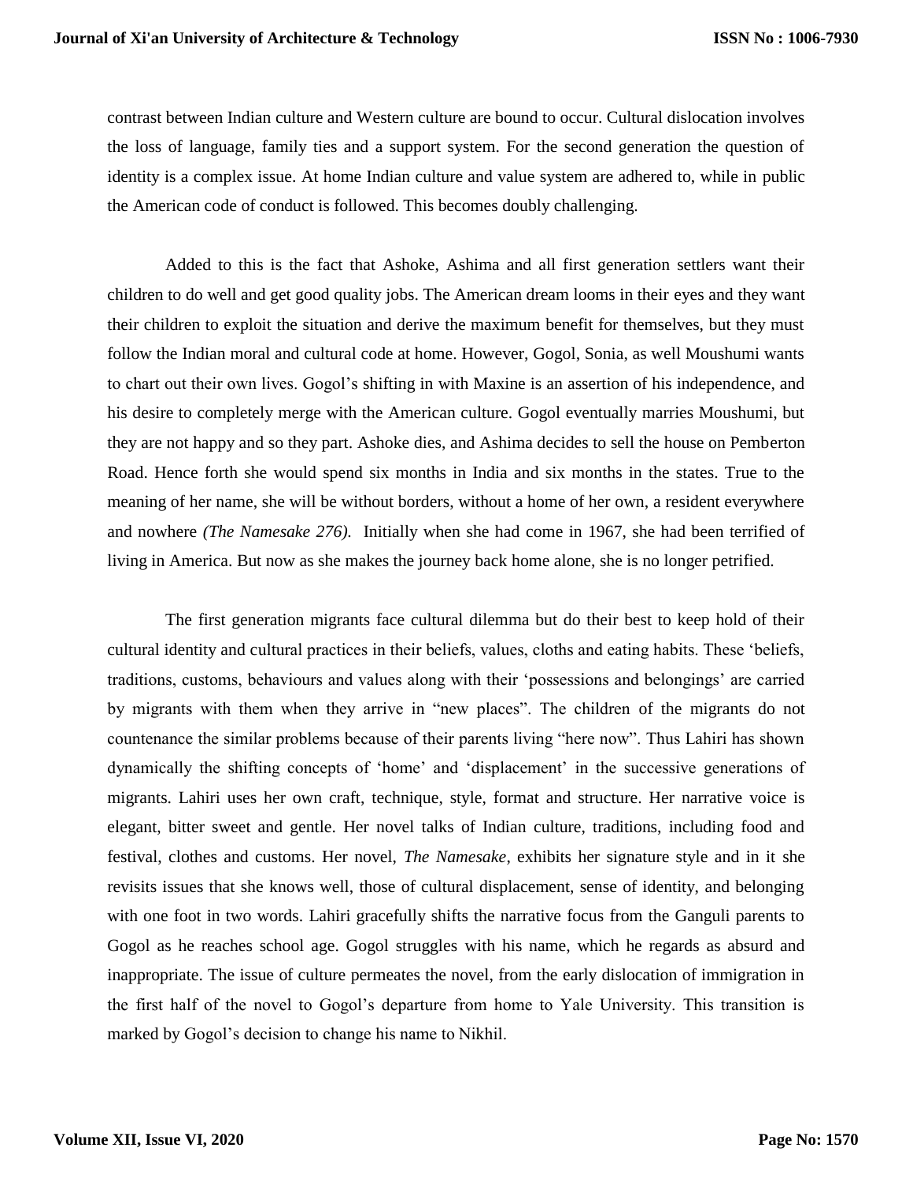contrast between Indian culture and Western culture are bound to occur. Cultural dislocation involves the loss of language, family ties and a support system. For the second generation the question of identity is a complex issue. At home Indian culture and value system are adhered to, while in public the American code of conduct is followed. This becomes doubly challenging.

Added to this is the fact that Ashoke, Ashima and all first generation settlers want their children to do well and get good quality jobs. The American dream looms in their eyes and they want their children to exploit the situation and derive the maximum benefit for themselves, but they must follow the Indian moral and cultural code at home. However, Gogol, Sonia, as well Moushumi wants to chart out their own lives. Gogol's shifting in with Maxine is an assertion of his independence, and his desire to completely merge with the American culture. Gogol eventually marries Moushumi, but they are not happy and so they part. Ashoke dies, and Ashima decides to sell the house on Pemberton Road. Hence forth she would spend six months in India and six months in the states. True to the meaning of her name, she will be without borders, without a home of her own, a resident everywhere and nowhere *(The Namesake 276).* Initially when she had come in 1967, she had been terrified of living in America. But now as she makes the journey back home alone, she is no longer petrified.

The first generation migrants face cultural dilemma but do their best to keep hold of their cultural identity and cultural practices in their beliefs, values, cloths and eating habits. These 'beliefs, traditions, customs, behaviours and values along with their 'possessions and belongings' are carried by migrants with them when they arrive in "new places". The children of the migrants do not countenance the similar problems because of their parents living "here now". Thus Lahiri has shown dynamically the shifting concepts of 'home' and 'displacement' in the successive generations of migrants. Lahiri uses her own craft, technique, style, format and structure. Her narrative voice is elegant, bitter sweet and gentle. Her novel talks of Indian culture, traditions, including food and festival, clothes and customs. Her novel, *The Namesake*, exhibits her signature style and in it she revisits issues that she knows well, those of cultural displacement, sense of identity, and belonging with one foot in two words. Lahiri gracefully shifts the narrative focus from the Ganguli parents to Gogol as he reaches school age. Gogol struggles with his name, which he regards as absurd and inappropriate. The issue of culture permeates the novel, from the early dislocation of immigration in the first half of the novel to Gogol's departure from home to Yale University. This transition is marked by Gogol's decision to change his name to Nikhil.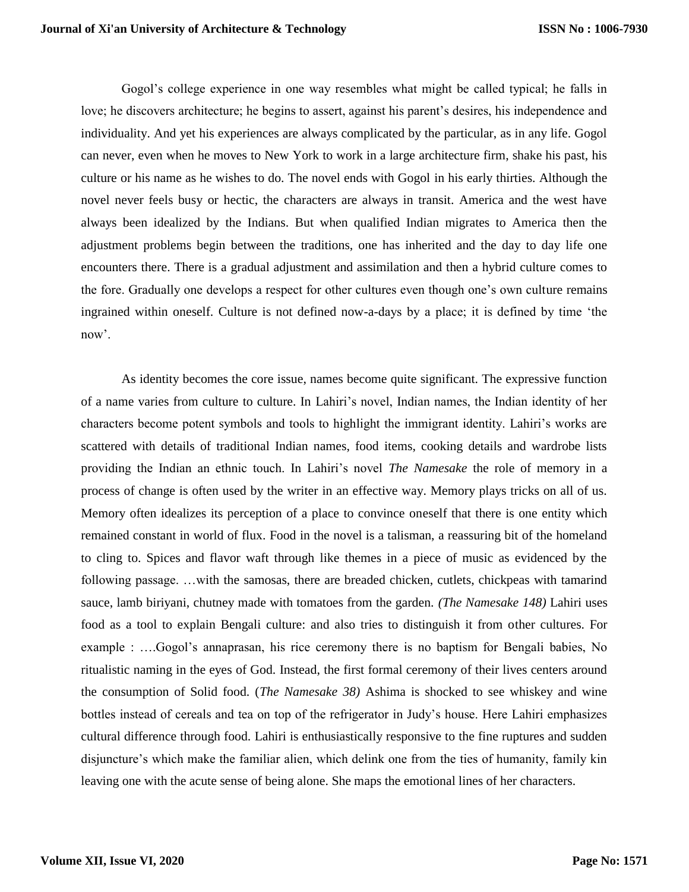Gogol's college experience in one way resembles what might be called typical; he falls in love; he discovers architecture; he begins to assert, against his parent's desires, his independence and individuality. And yet his experiences are always complicated by the particular, as in any life. Gogol can never, even when he moves to New York to work in a large architecture firm, shake his past, his culture or his name as he wishes to do. The novel ends with Gogol in his early thirties. Although the novel never feels busy or hectic, the characters are always in transit. America and the west have always been idealized by the Indians. But when qualified Indian migrates to America then the adjustment problems begin between the traditions, one has inherited and the day to day life one encounters there. There is a gradual adjustment and assimilation and then a hybrid culture comes to the fore. Gradually one develops a respect for other cultures even though one's own culture remains ingrained within oneself. Culture is not defined now-a-days by a place; it is defined by time 'the now'.

As identity becomes the core issue, names become quite significant. The expressive function of a name varies from culture to culture. In Lahiri's novel, Indian names, the Indian identity of her characters become potent symbols and tools to highlight the immigrant identity. Lahiri's works are scattered with details of traditional Indian names, food items, cooking details and wardrobe lists providing the Indian an ethnic touch. In Lahiri's novel *The Namesake* the role of memory in a process of change is often used by the writer in an effective way. Memory plays tricks on all of us. Memory often idealizes its perception of a place to convince oneself that there is one entity which remained constant in world of flux. Food in the novel is a talisman, a reassuring bit of the homeland to cling to. Spices and flavor waft through like themes in a piece of music as evidenced by the following passage. …with the samosas, there are breaded chicken, cutlets, chickpeas with tamarind sauce, lamb biriyani, chutney made with tomatoes from the garden. *(The Namesake 148)* Lahiri uses food as a tool to explain Bengali culture: and also tries to distinguish it from other cultures. For example : ….Gogol's annaprasan, his rice ceremony there is no baptism for Bengali babies, No ritualistic naming in the eyes of God. Instead, the first formal ceremony of their lives centers around the consumption of Solid food. (*The Namesake 38)* Ashima is shocked to see whiskey and wine bottles instead of cereals and tea on top of the refrigerator in Judy's house. Here Lahiri emphasizes cultural difference through food. Lahiri is enthusiastically responsive to the fine ruptures and sudden disjuncture's which make the familiar alien, which delink one from the ties of humanity, family kin leaving one with the acute sense of being alone. She maps the emotional lines of her characters.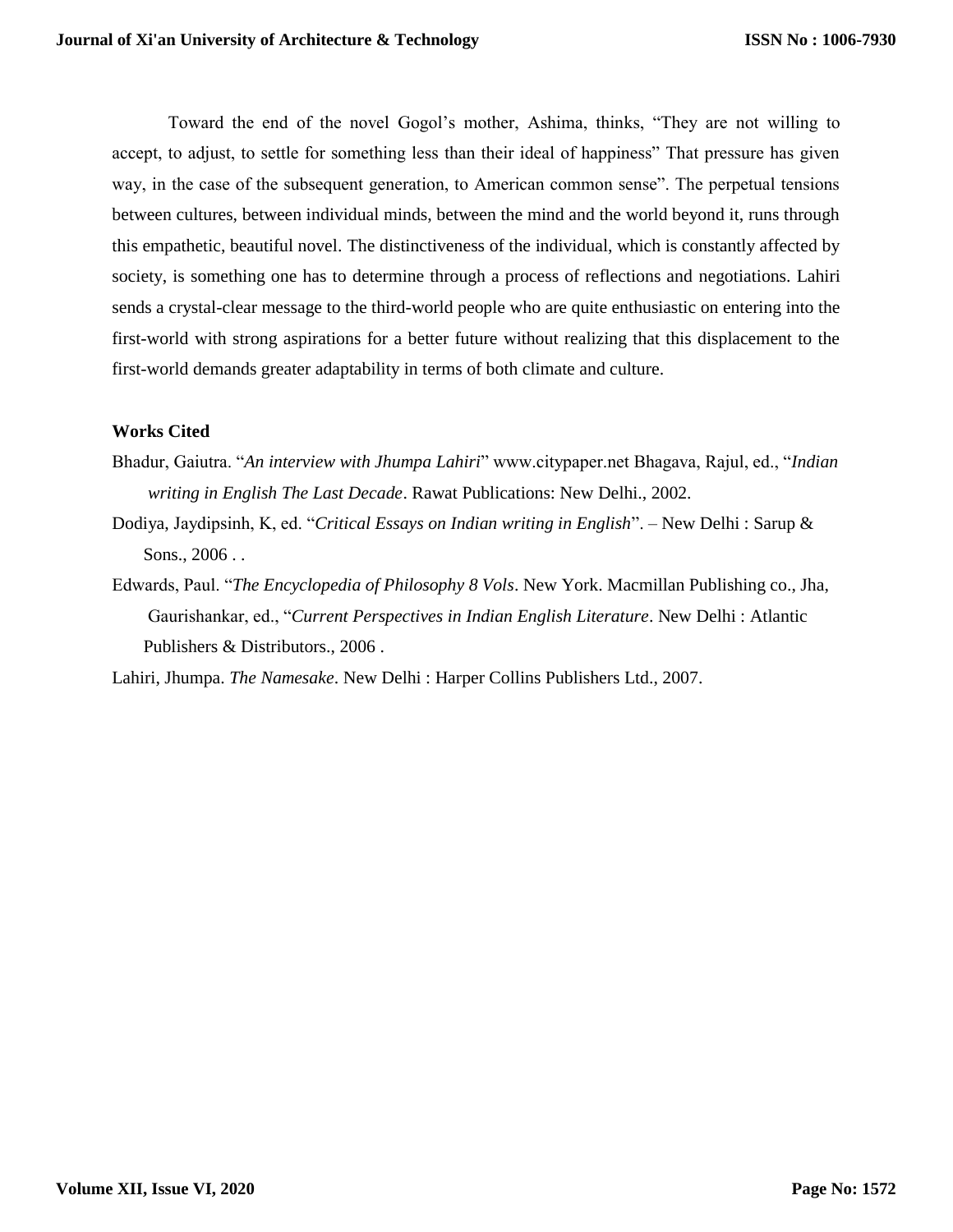Toward the end of the novel Gogol's mother, Ashima, thinks, "They are not willing to accept, to adjust, to settle for something less than their ideal of happiness" That pressure has given way, in the case of the subsequent generation, to American common sense". The perpetual tensions between cultures, between individual minds, between the mind and the world beyond it, runs through this empathetic, beautiful novel. The distinctiveness of the individual, which is constantly affected by society, is something one has to determine through a process of reflections and negotiations. Lahiri sends a crystal-clear message to the third-world people who are quite enthusiastic on entering into the first-world with strong aspirations for a better future without realizing that this displacement to the first-world demands greater adaptability in terms of both climate and culture.

**Works Cited**

Bhadur, Gaiutra. "*An interview with Jhumpa Lahiri*" www.citypaper.net Bhagava, Rajul, ed., "*Indian writing in English The Last Decade*. Rawat Publications: New Delhi., 2002.

Dodiya, Jaydipsinh, K, ed. "*Critical Essays on Indian writing in English*". – New Delhi : Sarup & Sons., 2006 . .

Edwards, Paul. "*The Encyclopedia of Philosophy 8 Vols*. New York. Macmillan Publishing co., Jha, Gaurishankar, ed., "*Current Perspectives in Indian English Literature*. New Delhi : Atlantic Publishers & Distributors., 2006 .

Lahiri, Jhumpa. *The Namesake*. New Delhi : Harper Collins Publishers Ltd., 2007.